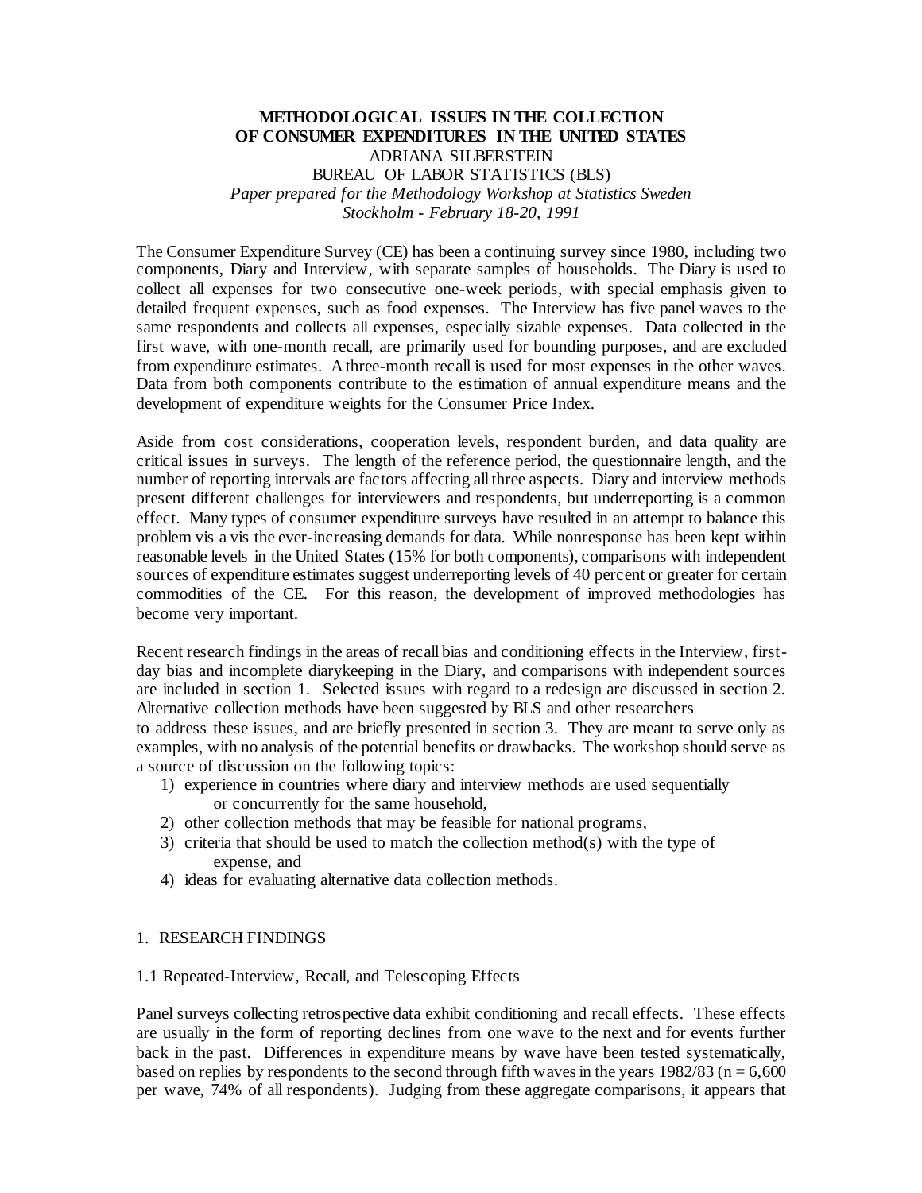# METHODOLOGICAL ISSUES IN THE COLLECTION OF CONSUMER EXPENDITURES IN THE UNITED STATES

ADRIANA SILBERSTEIN

BUREAU OF LABOR STATISTICS (BLS)

*Paper prepared for the Methodology Workshop at Statistics Sweden*
*Stockholm - February 18-20, 1991*

The Consumer Expenditure Survey (CE) has been a continuing survey since 1980, including two components, Diary and Interview, with separate samples of households. The Diary is used to collect all expenses for two consecutive one-week periods, with special emphasis given to detailed frequent expenses, such as food expenses. The Interview has five panel waves to the same respondents and collects all expenses, especially sizable expenses. Data collected in the first wave, with one-month recall, are primarily used for bounding purposes, and are excluded from expenditure estimates. A three-month recall is used for most expenses in the other waves. Data from both components contribute to the estimation of annual expenditure means and the development of expenditure weights for the Consumer Price Index.

Aside from cost considerations, cooperation levels, respondent burden, and data quality are critical issues in surveys. The length of the reference period, the questionnaire length, and the number of reporting intervals are factors affecting all three aspects. Diary and interview methods present different challenges for interviewers and respondents, but underreporting is a common effect. Many types of consumer expenditure surveys have resulted in an attempt to balance this problem vis a vis the ever-increasing demands for data. While nonresponse has been kept within reasonable levels in the United States (15% for both components), comparisons with independent sources of expenditure estimates suggest underreporting levels of 40 percent or greater for certain commodities of the CE. For this reason, the development of improved methodologies has become very important.

Recent research findings in the areas of recall bias and conditioning effects in the Interview, first-day bias and incomplete diarykeeping in the Diary, and comparisons with independent sources are included in section 1. Selected issues with regard to a redesign are discussed in section 2. Alternative collection methods have been suggested by BLS and other researchers to address these issues, and are briefly presented in section 3. They are meant to serve only as examples, with no analysis of the potential benefits or drawbacks. The workshop should serve as a source of discussion on the following topics:

1) experience in countries where diary and interview methods are used sequentially or concurrently for the same household,
2) other collection methods that may be feasible for national programs,
3) criteria that should be used to match the collection method(s) with the type of expense, and
4) ideas for evaluating alternative data collection methods.

## 1. RESEARCH FINDINGS

### 1.1 Repeated-Interview, Recall, and Telescoping Effects

Panel surveys collecting retrospective data exhibit conditioning and recall effects. These effects are usually in the form of reporting declines from one wave to the next and for events further back in the past. Differences in expenditure means by wave have been tested systematically, based on replies by respondents to the second through fifth waves in the years 1982/83 (n = 6,600 per wave, 74% of all respondents). Judging from these aggregate comparisons, it appears that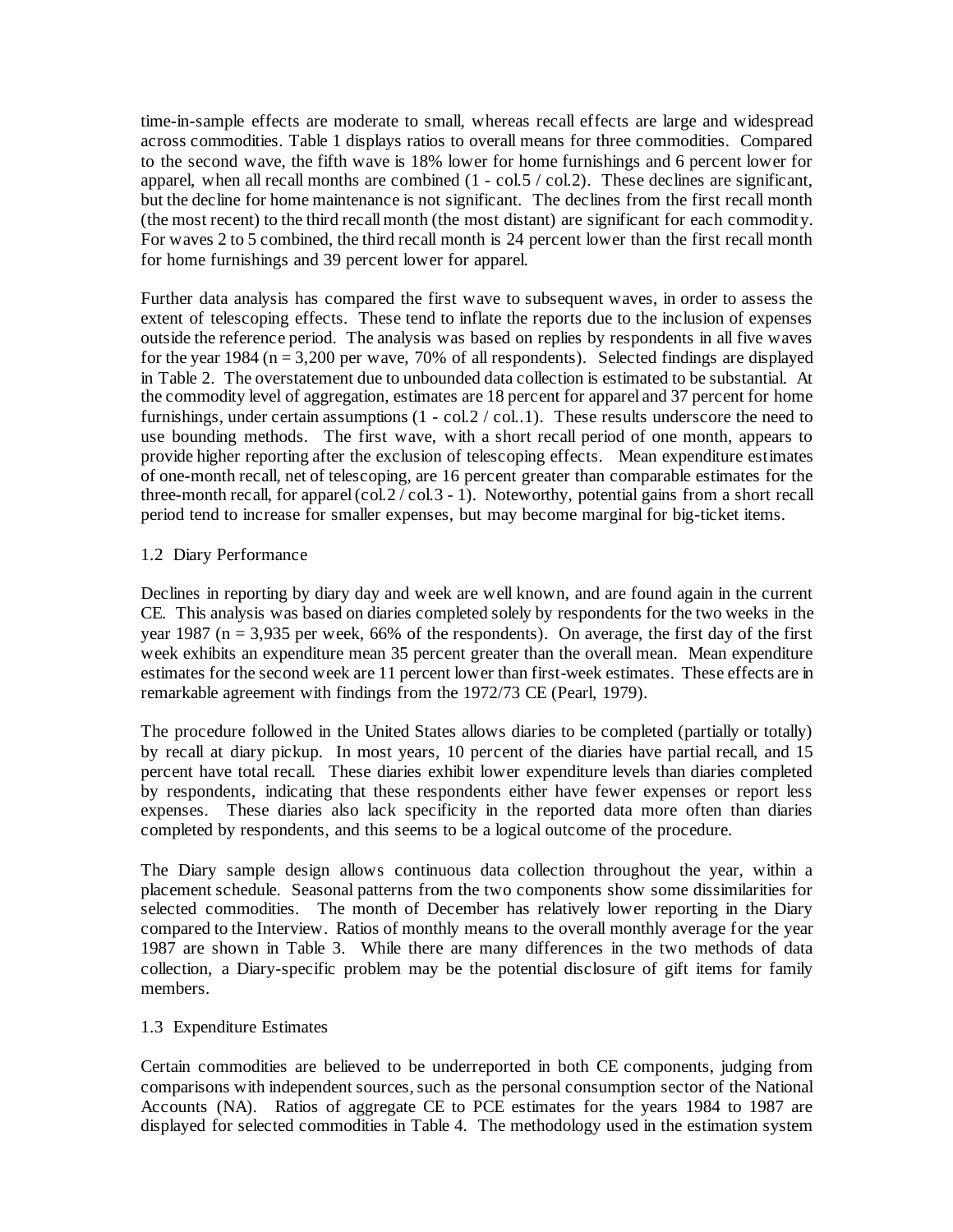time-in-sample effects are moderate to small, whereas recall effects are large and widespread across commodities. Table 1 displays ratios to overall means for three commodities. Compared to the second wave, the fifth wave is 18% lower for home furnishings and 6 percent lower for apparel, when all recall months are combined (1 - col.5 / col.2). These declines are significant, but the decline for home maintenance is not significant. The declines from the first recall month (the most recent) to the third recall month (the most distant) are significant for each commodity. For waves 2 to 5 combined, the third recall month is 24 percent lower than the first recall month for home furnishings and 39 percent lower for apparel.

Further data analysis has compared the first wave to subsequent waves, in order to assess the extent of telescoping effects. These tend to inflate the reports due to the inclusion of expenses outside the reference period. The analysis was based on replies by respondents in all five waves for the year 1984 (n = 3,200 per wave, 70% of all respondents). Selected findings are displayed in Table 2. The overstatement due to unbounded data collection is estimated to be substantial. At the commodity level of aggregation, estimates are 18 percent for apparel and 37 percent for home furnishings, under certain assumptions (1 - col.2 / col..1). These results underscore the need to use bounding methods. The first wave, with a short recall period of one month, appears to provide higher reporting after the exclusion of telescoping effects. Mean expenditure estimates of one-month recall, net of telescoping, are 16 percent greater than comparable estimates for the three-month recall, for apparel (col.2 / col.3 - 1). Noteworthy, potential gains from a short recall period tend to increase for smaller expenses, but may become marginal for big-ticket items.

1.2 Diary Performance

Declines in reporting by diary day and week are well known, and are found again in the current CE. This analysis was based on diaries completed solely by respondents for the two weeks in the year 1987 (n = 3,935 per week, 66% of the respondents). On average, the first day of the first week exhibits an expenditure mean 35 percent greater than the overall mean. Mean expenditure estimates for the second week are 11 percent lower than first-week estimates. These effects are in remarkable agreement with findings from the 1972/73 CE (Pearl, 1979).

The procedure followed in the United States allows diaries to be completed (partially or totally) by recall at diary pickup. In most years, 10 percent of the diaries have partial recall, and 15 percent have total recall. These diaries exhibit lower expenditure levels than diaries completed by respondents, indicating that these respondents either have fewer expenses or report less expenses. These diaries also lack specificity in the reported data more often than diaries completed by respondents, and this seems to be a logical outcome of the procedure.

The Diary sample design allows continuous data collection throughout the year, within a placement schedule. Seasonal patterns from the two components show some dissimilarities for selected commodities. The month of December has relatively lower reporting in the Diary compared to the Interview. Ratios of monthly means to the overall monthly average for the year 1987 are shown in Table 3. While there are many differences in the two methods of data collection, a Diary-specific problem may be the potential disclosure of gift items for family members.

1.3 Expenditure Estimates

Certain commodities are believed to be underreported in both CE components, judging from comparisons with independent sources, such as the personal consumption sector of the National Accounts (NA). Ratios of aggregate CE to PCE estimates for the years 1984 to 1987 are displayed for selected commodities in Table 4. The methodology used in the estimation system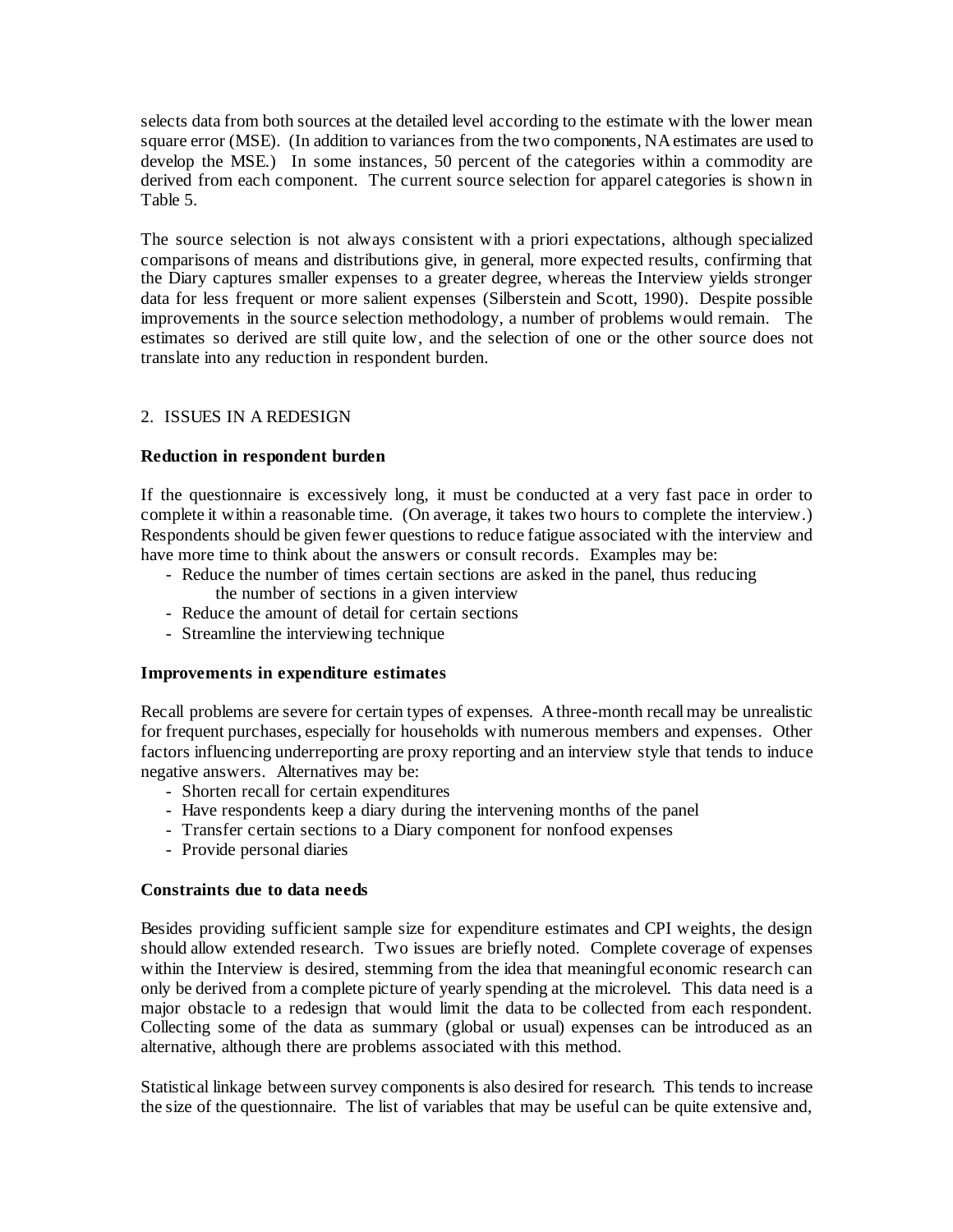selects data from both sources at the detailed level according to the estimate with the lower mean square error (MSE). (In addition to variances from the two components, NA estimates are used to develop the MSE.) In some instances, 50 percent of the categories within a commodity are derived from each component. The current source selection for apparel categories is shown in Table 5.

The source selection is not always consistent with a priori expectations, although specialized comparisons of means and distributions give, in general, more expected results, confirming that the Diary captures smaller expenses to a greater degree, whereas the Interview yields stronger data for less frequent or more salient expenses (Silberstein and Scott, 1990). Despite possible improvements in the source selection methodology, a number of problems would remain. The estimates so derived are still quite low, and the selection of one or the other source does not translate into any reduction in respondent burden.

## 2. ISSUES IN A REDESIGN

**Reduction in respondent burden**

If the questionnaire is excessively long, it must be conducted at a very fast pace in order to complete it within a reasonable time. (On average, it takes two hours to complete the interview.) Respondents should be given fewer questions to reduce fatigue associated with the interview and have more time to think about the answers or consult records. Examples may be:

- Reduce the number of times certain sections are asked in the panel, thus reducing the number of sections in a given interview
- Reduce the amount of detail for certain sections
- Streamline the interviewing technique

**Improvements in expenditure estimates**

Recall problems are severe for certain types of expenses. A three-month recall may be unrealistic for frequent purchases, especially for households with numerous members and expenses. Other factors influencing underreporting are proxy reporting and an interview style that tends to induce negative answers. Alternatives may be:

- Shorten recall for certain expenditures
- Have respondents keep a diary during the intervening months of the panel
- Transfer certain sections to a Diary component for nonfood expenses
- Provide personal diaries

**Constraints due to data needs**

Besides providing sufficient sample size for expenditure estimates and CPI weights, the design should allow extended research. Two issues are briefly noted. Complete coverage of expenses within the Interview is desired, stemming from the idea that meaningful economic research can only be derived from a complete picture of yearly spending at the microlevel. This data need is a major obstacle to a redesign that would limit the data to be collected from each respondent. Collecting some of the data as summary (global or usual) expenses can be introduced as an alternative, although there are problems associated with this method.

Statistical linkage between survey components is also desired for research. This tends to increase the size of the questionnaire. The list of variables that may be useful can be quite extensive and,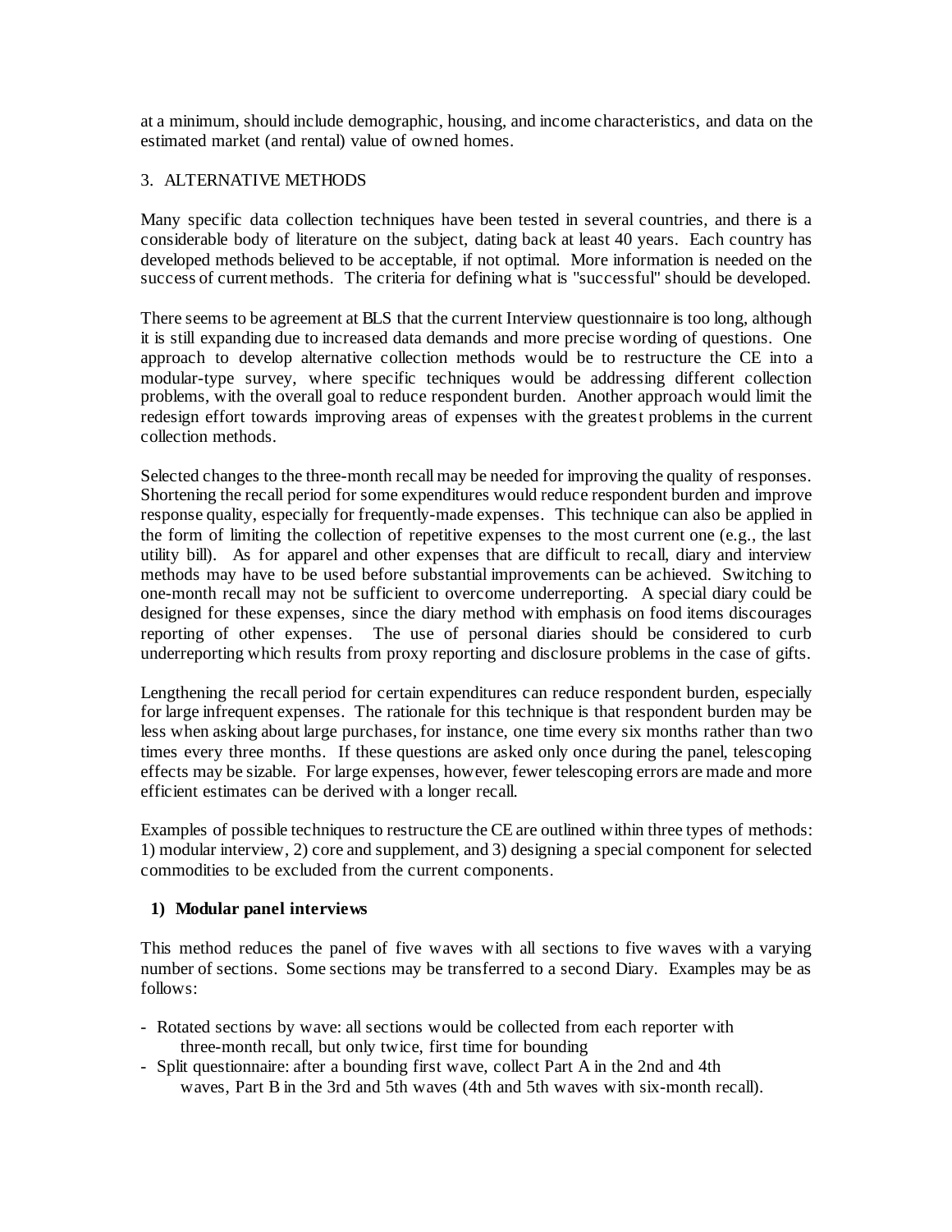at a minimum, should include demographic, housing, and income characteristics, and data on the estimated market (and rental) value of owned homes.

## 3. ALTERNATIVE METHODS

Many specific data collection techniques have been tested in several countries, and there is a considerable body of literature on the subject, dating back at least 40 years. Each country has developed methods believed to be acceptable, if not optimal. More information is needed on the success of current methods. The criteria for defining what is "successful" should be developed.

There seems to be agreement at BLS that the current Interview questionnaire is too long, although it is still expanding due to increased data demands and more precise wording of questions. One approach to develop alternative collection methods would be to restructure the CE into a modular-type survey, where specific techniques would be addressing different collection problems, with the overall goal to reduce respondent burden. Another approach would limit the redesign effort towards improving areas of expenses with the greatest problems in the current collection methods.

Selected changes to the three-month recall may be needed for improving the quality of responses. Shortening the recall period for some expenditures would reduce respondent burden and improve response quality, especially for frequently-made expenses. This technique can also be applied in the form of limiting the collection of repetitive expenses to the most current one (e.g., the last utility bill). As for apparel and other expenses that are difficult to recall, diary and interview methods may have to be used before substantial improvements can be achieved. Switching to one-month recall may not be sufficient to overcome underreporting. A special diary could be designed for these expenses, since the diary method with emphasis on food items discourages reporting of other expenses. The use of personal diaries should be considered to curb underreporting which results from proxy reporting and disclosure problems in the case of gifts.

Lengthening the recall period for certain expenditures can reduce respondent burden, especially for large infrequent expenses. The rationale for this technique is that respondent burden may be less when asking about large purchases, for instance, one time every six months rather than two times every three months. If these questions are asked only once during the panel, telescoping effects may be sizable. For large expenses, however, fewer telescoping errors are made and more efficient estimates can be derived with a longer recall.

Examples of possible techniques to restructure the CE are outlined within three types of methods: 1) modular interview, 2) core and supplement, and 3) designing a special component for selected commodities to be excluded from the current components.

### 1) Modular panel interviews

This method reduces the panel of five waves with all sections to five waves with a varying number of sections. Some sections may be transferred to a second Diary. Examples may be as follows:

- Rotated sections by wave: all sections would be collected from each reporter with three-month recall, but only twice, first time for bounding
- Split questionnaire: after a bounding first wave, collect Part A in the 2nd and 4th waves, Part B in the 3rd and 5th waves (4th and 5th waves with six-month recall).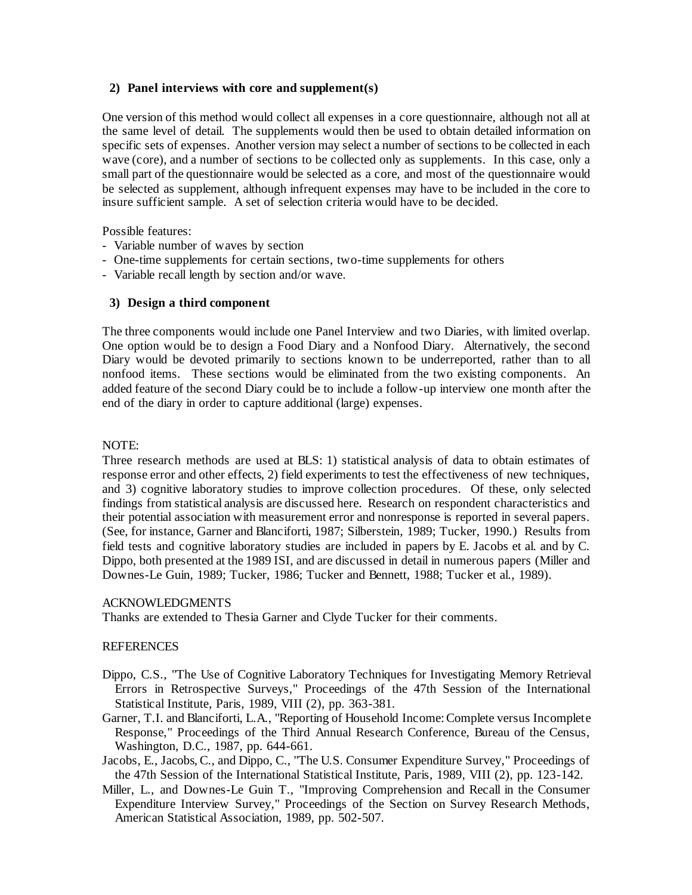### 2) Panel interviews with core and supplement(s)

One version of this method would collect all expenses in a core questionnaire, although not all at the same level of detail. The supplements would then be used to obtain detailed information on specific sets of expenses. Another version may select a number of sections to be collected in each wave (core), and a number of sections to be collected only as supplements. In this case, only a small part of the questionnaire would be selected as a core, and most of the questionnaire would be selected as supplement, although infrequent expenses may have to be included in the core to insure sufficient sample. A set of selection criteria would have to be decided.

Possible features:

- Variable number of waves by section
- One-time supplements for certain sections, two-time supplements for others
- Variable recall length by section and/or wave.

### 3) Design a third component

The three components would include one Panel Interview and two Diaries, with limited overlap. One option would be to design a Food Diary and a Nonfood Diary. Alternatively, the second Diary would be devoted primarily to sections known to be underreported, rather than to all nonfood items. These sections would be eliminated from the two existing components. An added feature of the second Diary could be to include a follow-up interview one month after the end of the diary in order to capture additional (large) expenses.

NOTE:
Three research methods are used at BLS: 1) statistical analysis of data to obtain estimates of response error and other effects, 2) field experiments to test the effectiveness of new techniques, and 3) cognitive laboratory studies to improve collection procedures. Of these, only selected findings from statistical analysis are discussed here. Research on respondent characteristics and their potential association with measurement error and nonresponse is reported in several papers. (See, for instance, Garner and Blanciforti, 1987; Silberstein, 1989; Tucker, 1990.) Results from field tests and cognitive laboratory studies are included in papers by E. Jacobs et al. and by C. Dippo, both presented at the 1989 ISI, and are discussed in detail in numerous papers (Miller and Downes-Le Guin, 1989; Tucker, 1986; Tucker and Bennett, 1988; Tucker et al., 1989).

ACKNOWLEDGMENTS
Thanks are extended to Thesia Garner and Clyde Tucker for their comments.

REFERENCES

Dippo, C.S., "The Use of Cognitive Laboratory Techniques for Investigating Memory Retrieval Errors in Retrospective Surveys," Proceedings of the 47th Session of the International Statistical Institute, Paris, 1989, VIII (2), pp. 363-381.

Garner, T.I. and Blanciforti, L.A., "Reporting of Household Income: Complete versus Incomplete Response," Proceedings of the Third Annual Research Conference, Bureau of the Census, Washington, D.C., 1987, pp. 644-661.

Jacobs, E., Jacobs, C., and Dippo, C., "The U.S. Consumer Expenditure Survey," Proceedings of the 47th Session of the International Statistical Institute, Paris, 1989, VIII (2), pp. 123-142.

Miller, L., and Downes-Le Guin T., "Improving Comprehension and Recall in the Consumer Expenditure Interview Survey," Proceedings of the Section on Survey Research Methods, American Statistical Association, 1989, pp. 502-507.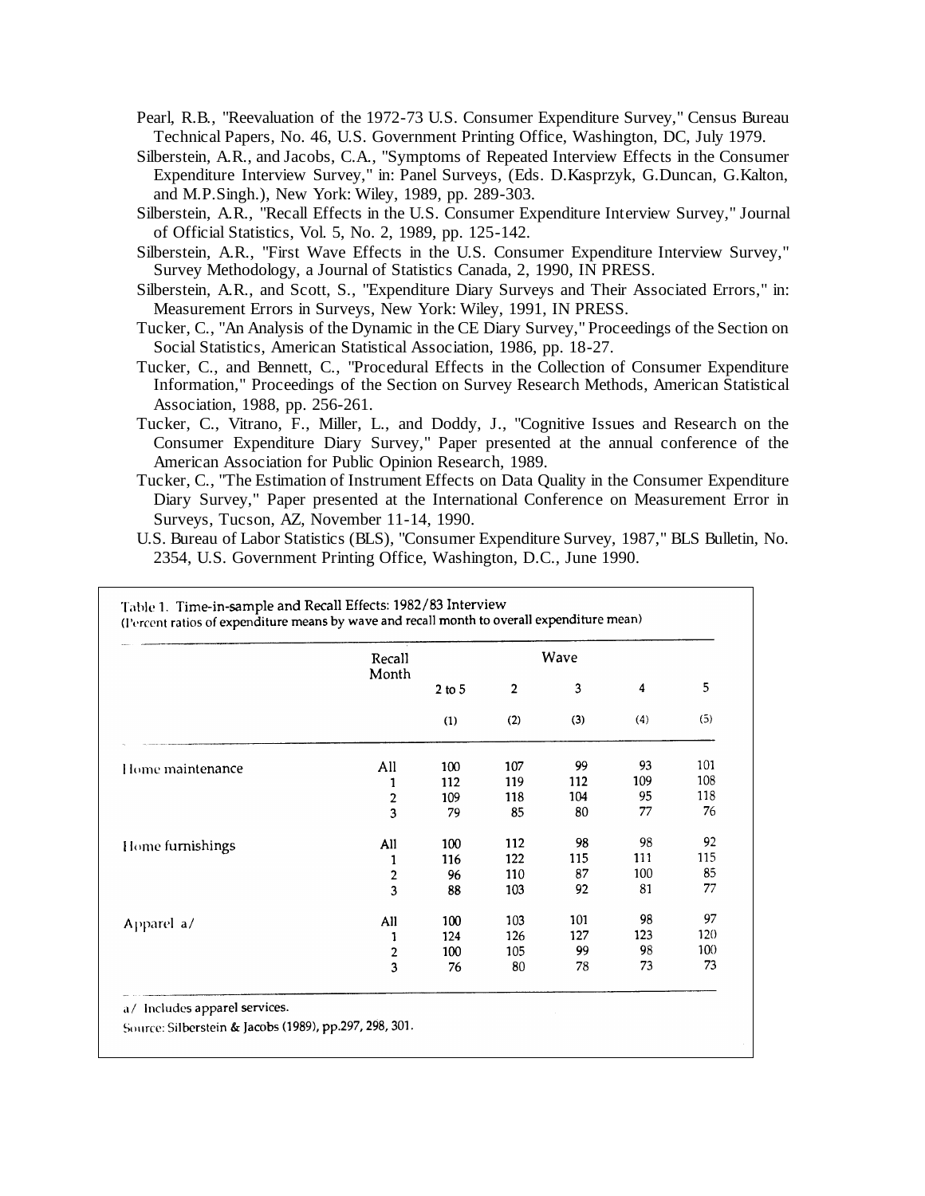Pearl, R.B., "Reevaluation of the 1972-73 U.S. Consumer Expenditure Survey," Census Bureau Technical Papers, No. 46, U.S. Government Printing Office, Washington, DC, July 1979.

Silberstein, A.R., and Jacobs, C.A., "Symptoms of Repeated Interview Effects in the Consumer Expenditure Interview Survey," in: Panel Surveys, (Eds. D.Kasprzyk, G.Duncan, G.Kalton, and M.P.Singh.), New York: Wiley, 1989, pp. 289-303.

Silberstein, A.R., "Recall Effects in the U.S. Consumer Expenditure Interview Survey," Journal of Official Statistics, Vol. 5, No. 2, 1989, pp. 125-142.

Silberstein, A.R., "First Wave Effects in the U.S. Consumer Expenditure Interview Survey," Survey Methodology, a Journal of Statistics Canada, 2, 1990, IN PRESS.

Silberstein, A.R., and Scott, S., "Expenditure Diary Surveys and Their Associated Errors," in: Measurement Errors in Surveys, New York: Wiley, 1991, IN PRESS.

Tucker, C., "An Analysis of the Dynamic in the CE Diary Survey," Proceedings of the Section on Social Statistics, American Statistical Association, 1986, pp. 18-27.

Tucker, C., and Bennett, C., "Procedural Effects in the Collection of Consumer Expenditure Information," Proceedings of the Section on Survey Research Methods, American Statistical Association, 1988, pp. 256-261.

Tucker, C., Vitrano, F., Miller, L., and Doddy, J., "Cognitive Issues and Research on the Consumer Expenditure Diary Survey," Paper presented at the annual conference of the American Association for Public Opinion Research, 1989.

Tucker, C., "The Estimation of Instrument Effects on Data Quality in the Consumer Expenditure Diary Survey," Paper presented at the International Conference on Measurement Error in Surveys, Tucson, AZ, November 11-14, 1990.

U.S. Bureau of Labor Statistics (BLS), "Consumer Expenditure Survey, 1987," BLS Bulletin, No. 2354, U.S. Government Printing Office, Washington, D.C., June 1990.

Table 1. Time-in-sample and Recall Effects: 1982/83 Interview
(Percent ratios of expenditure means by wave and recall month to overall expenditure mean)

| | Recall Month | Wave | | | | |
|---|---|---|---|---|---|---|
| | | 2 to 5 | 2 | 3 | 4 | 5 |
| | | (1) | (2) | (3) | (4) | (5) |
| Home maintenance | All | 100 | 107 | 99 | 93 | 101 |
| | 1 | 112 | 119 | 112 | 109 | 108 |
| | 2 | 109 | 118 | 104 | 95 | 118 |
| | 3 | 79 | 85 | 80 | 77 | 76 |
| Home furnishings | All | 100 | 112 | 98 | 98 | 92 |
| | 1 | 116 | 122 | 115 | 111 | 115 |
| | 2 | 96 | 110 | 87 | 100 | 85 |
| | 3 | 88 | 103 | 92 | 81 | 77 |
| Apparel a/ | All | 100 | 103 | 101 | 98 | 97 |
| | 1 | 124 | 126 | 127 | 123 | 120 |
| | 2 | 100 | 105 | 99 | 98 | 100 |
| | 3 | 76 | 80 | 78 | 73 | 73 |

a/ Includes apparel services.

Source: Silberstein & Jacobs (1989), pp.297, 298, 301.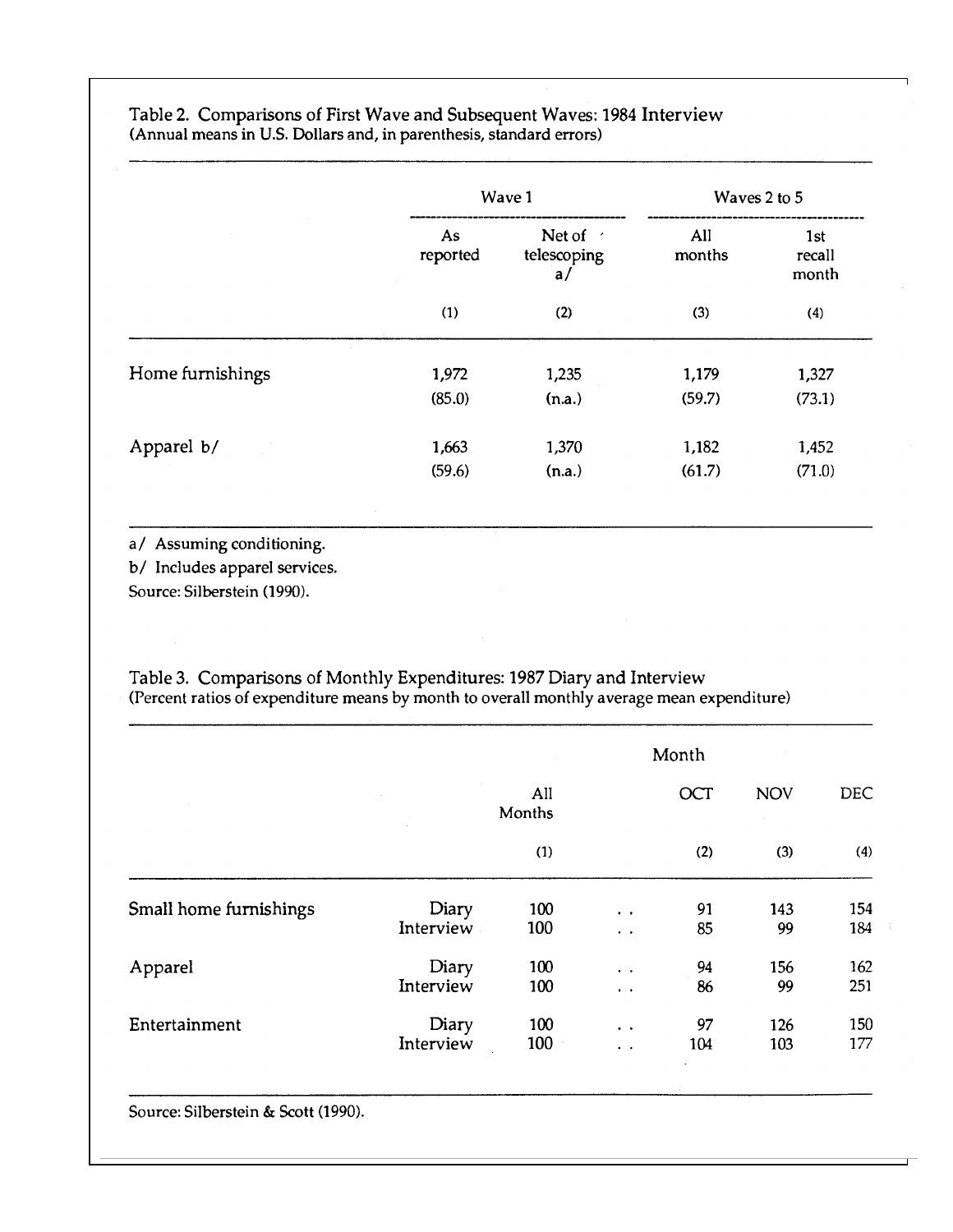Table 2. Comparisons of First Wave and Subsequent Waves: 1984 Interview
(Annual means in U.S. Dollars and, in parenthesis, standard errors)

| | Wave 1 | | Waves 2 to 5 | |
|---|---|---|---|---|
| | As reported | Net of telescoping a/ | All months | 1st recall month |
| | (1) | (2) | (3) | (4) |
| Home furnishings | 1,972 | 1,235 | 1,179 | 1,327 |
| | (85.0) | (n.a.) | (59.7) | (73.1) |
| Apparel b/ | 1,663 | 1,370 | 1,182 | 1,452 |
| | (59.6) | (n.a.) | (61.7) | (71.0) |

a/ Assuming conditioning.
b/ Includes apparel services.
Source: Silberstein (1990).

Table 3. Comparisons of Monthly Expenditures: 1987 Diary and Interview
(Percent ratios of expenditure means by month to overall monthly average mean expenditure)

| | | Month | | | | |
|---|---|---|---|---|---|---|
| | | All Months | | OCT | NOV | DEC |
| | | (1) | | (2) | (3) | (4) |
| Small home furnishings | Diary | 100 | . . | 91 | 143 | 154 |
| | Interview | 100 | . . | 85 | 99 | 184 |
| Apparel | Diary | 100 | . . | 94 | 156 | 162 |
| | Interview | 100 | . . | 86 | 99 | 251 |
| Entertainment | Diary | 100 | . . | 97 | 126 | 150 |
| | Interview | 100 | . . | 104 | 103 | 177 |

Source: Silberstein & Scott (1990).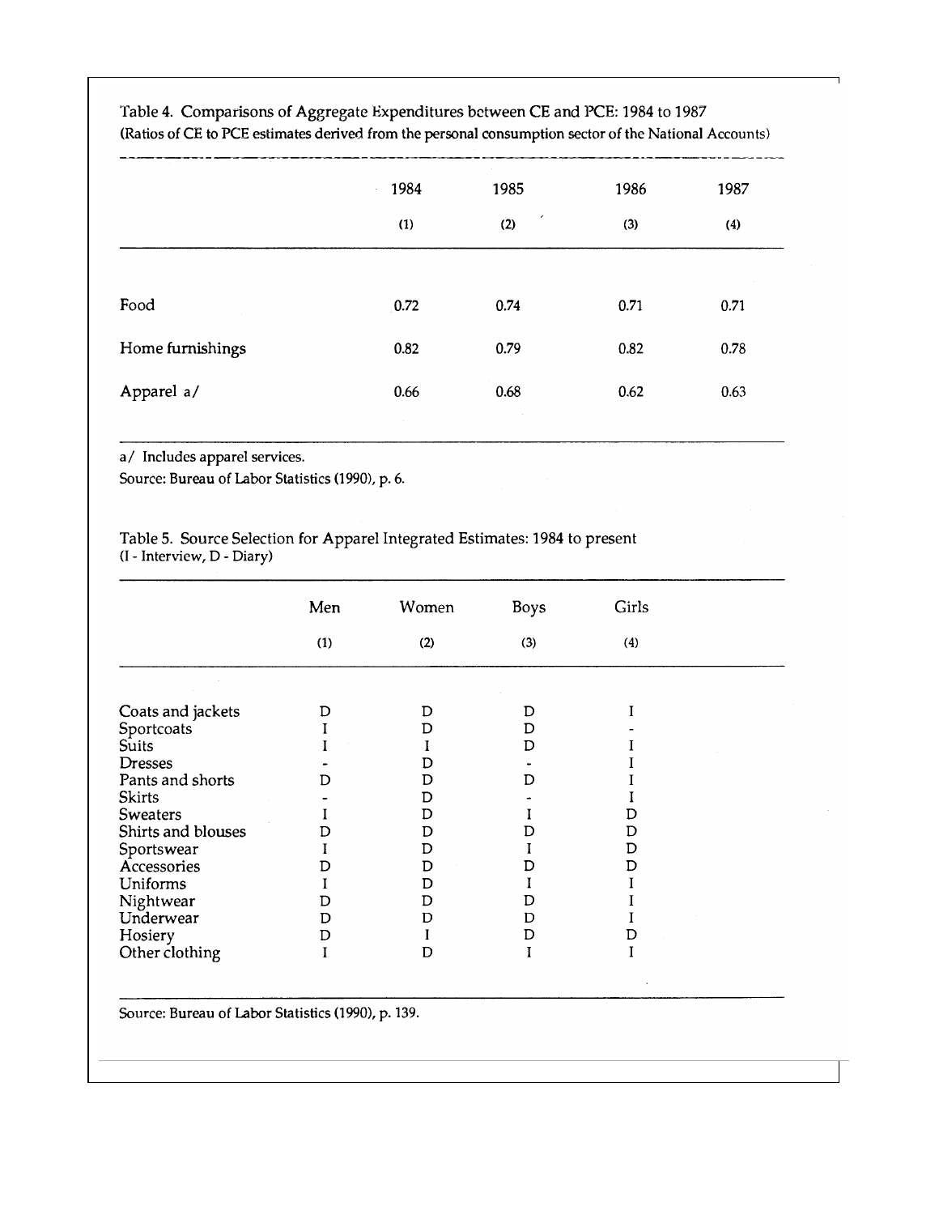Table 4. Comparisons of Aggregate Expenditures between CE and PCE: 1984 to 1987
(Ratios of CE to PCE estimates derived from the personal consumption sector of the National Accounts)

| | 1984 (1) | 1985 (2) | 1986 (3) | 1987 (4) |
|---|---|---|---|---|
| Food | 0.72 | 0.74 | 0.71 | 0.71 |
| Home furnishings | 0.82 | 0.79 | 0.82 | 0.78 |
| Apparel a/ | 0.66 | 0.68 | 0.62 | 0.63 |

a/ Includes apparel services.
Source: Bureau of Labor Statistics (1990), p. 6.

Table 5. Source Selection for Apparel Integrated Estimates: 1984 to present
(I - Interview, D - Diary)

| | Men (1) | Women (2) | Boys (3) | Girls (4) |
|---|---|---|---|---|
| Coats and jackets | D | D | D | I |
| Sportcoats | I | D | D | - |
| Suits | I | I | D | I |
| Dresses | - | D | - | I |
| Pants and shorts | D | D | D | I |
| Skirts | - | D | - | I |
| Sweaters | I | D | I | D |
| Shirts and blouses | D | D | D | D |
| Sportswear | I | D | I | D |
| Accessories | D | D | D | D |
| Uniforms | I | D | I | I |
| Nightwear | D | D | D | I |
| Underwear | D | D | D | I |
| Hosiery | D | I | D | D |
| Other clothing | I | D | I | I |

Source: Bureau of Labor Statistics (1990), p. 139.